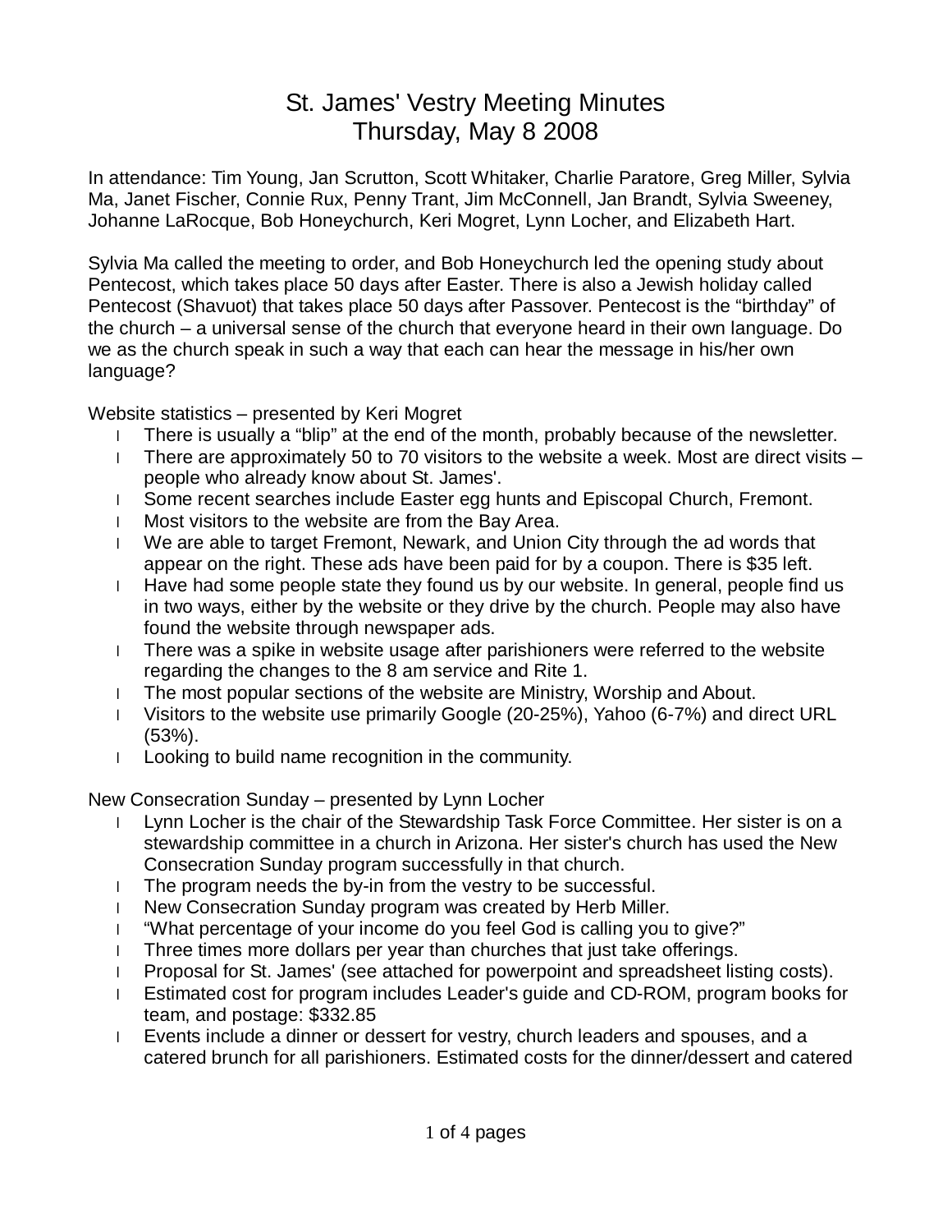# St. James' Vestry Meeting Minutes
## Thursday, May 8 2008

In attendance: Tim Young, Jan Scrutton, Scott Whitaker, Charlie Paratore, Greg Miller, Sylvia Ma, Janet Fischer, Connie Rux, Penny Trant, Jim McConnell, Jan Brandt, Sylvia Sweeney, Johanne LaRocque, Bob Honeychurch, Keri Mogret, Lynn Locher, and Elizabeth Hart.

Sylvia Ma called the meeting to order, and Bob Honeychurch led the opening study about Pentecost, which takes place 50 days after Easter. There is also a Jewish holiday called Pentecost (Shavuot) that takes place 50 days after Passover. Pentecost is the "birthday" of the church – a universal sense of the church that everyone heard in their own language. Do we as the church speak in such a way that each can hear the message in his/her own language?

Website statistics – presented by Keri Mogret

- There is usually a "blip" at the end of the month, probably because of the newsletter.
- There are approximately 50 to 70 visitors to the website a week. Most are direct visits – people who already know about St. James'.
- Some recent searches include Easter egg hunts and Episcopal Church, Fremont.
- Most visitors to the website are from the Bay Area.
- We are able to target Fremont, Newark, and Union City through the ad words that appear on the right. These ads have been paid for by a coupon. There is $35 left.
- Have had some people state they found us by our website. In general, people find us in two ways, either by the website or they drive by the church. People may also have found the website through newspaper ads.
- There was a spike in website usage after parishioners were referred to the website regarding the changes to the 8 am service and Rite 1.
- The most popular sections of the website are Ministry, Worship and About.
- Visitors to the website use primarily Google (20-25%), Yahoo (6-7%) and direct URL (53%).
- Looking to build name recognition in the community.

New Consecration Sunday – presented by Lynn Locher

- Lynn Locher is the chair of the Stewardship Task Force Committee. Her sister is on a stewardship committee in a church in Arizona. Her sister's church has used the New Consecration Sunday program successfully in that church.
- The program needs the by-in from the vestry to be successful.
- New Consecration Sunday program was created by Herb Miller.
- "What percentage of your income do you feel God is calling you to give?"
- Three times more dollars per year than churches that just take offerings.
- Proposal for St. James' (see attached for powerpoint and spreadsheet listing costs).
- Estimated cost for program includes Leader's guide and CD-ROM, program books for team, and postage: $332.85
- Events include a dinner or dessert for vestry, church leaders and spouses, and a catered brunch for all parishioners. Estimated costs for the dinner/dessert and catered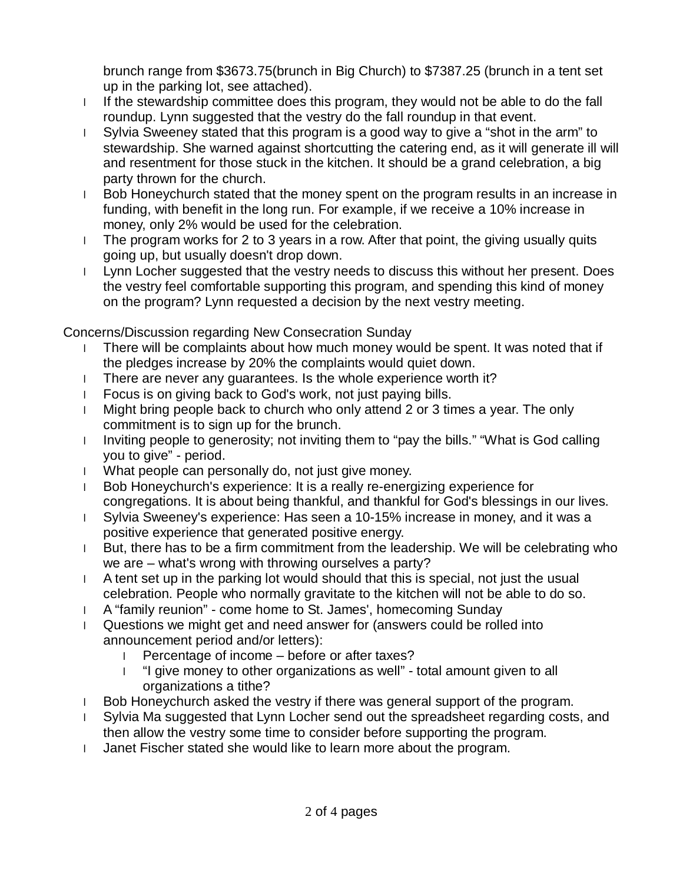brunch range from $3673.75(brunch in Big Church) to $7387.25 (brunch in a tent set up in the parking lot, see attached).

- If the stewardship committee does this program, they would not be able to do the fall roundup. Lynn suggested that the vestry do the fall roundup in that event.
- Sylvia Sweeney stated that this program is a good way to give a "shot in the arm" to stewardship. She warned against shortcutting the catering end, as it will generate ill will and resentment for those stuck in the kitchen. It should be a grand celebration, a big party thrown for the church.
- Bob Honeychurch stated that the money spent on the program results in an increase in funding, with benefit in the long run. For example, if we receive a 10% increase in money, only 2% would be used for the celebration.
- The program works for 2 to 3 years in a row. After that point, the giving usually quits going up, but usually doesn't drop down.
- Lynn Locher suggested that the vestry needs to discuss this without her present. Does the vestry feel comfortable supporting this program, and spending this kind of money on the program? Lynn requested a decision by the next vestry meeting.

Concerns/Discussion regarding New Consecration Sunday

- There will be complaints about how much money would be spent. It was noted that if the pledges increase by 20% the complaints would quiet down.
- There are never any guarantees. Is the whole experience worth it?
- Focus is on giving back to God's work, not just paying bills.
- Might bring people back to church who only attend 2 or 3 times a year. The only commitment is to sign up for the brunch.
- Inviting people to generosity; not inviting them to "pay the bills." "What is God calling you to give" - period.
- What people can personally do, not just give money.
- Bob Honeychurch's experience: It is a really re-energizing experience for congregations. It is about being thankful, and thankful for God's blessings in our lives.
- Sylvia Sweeney's experience: Has seen a 10-15% increase in money, and it was a positive experience that generated positive energy.
- But, there has to be a firm commitment from the leadership. We will be celebrating who we are – what's wrong with throwing ourselves a party?
- A tent set up in the parking lot would should that this is special, not just the usual celebration. People who normally gravitate to the kitchen will not be able to do so.
- A "family reunion" - come home to St. James', homecoming Sunday
- Questions we might get and need answer for (answers could be rolled into announcement period and/or letters):
  - Percentage of income – before or after taxes?
  - "I give money to other organizations as well" - total amount given to all organizations a tithe?
- Bob Honeychurch asked the vestry if there was general support of the program.
- Sylvia Ma suggested that Lynn Locher send out the spreadsheet regarding costs, and then allow the vestry some time to consider before supporting the program.
- Janet Fischer stated she would like to learn more about the program.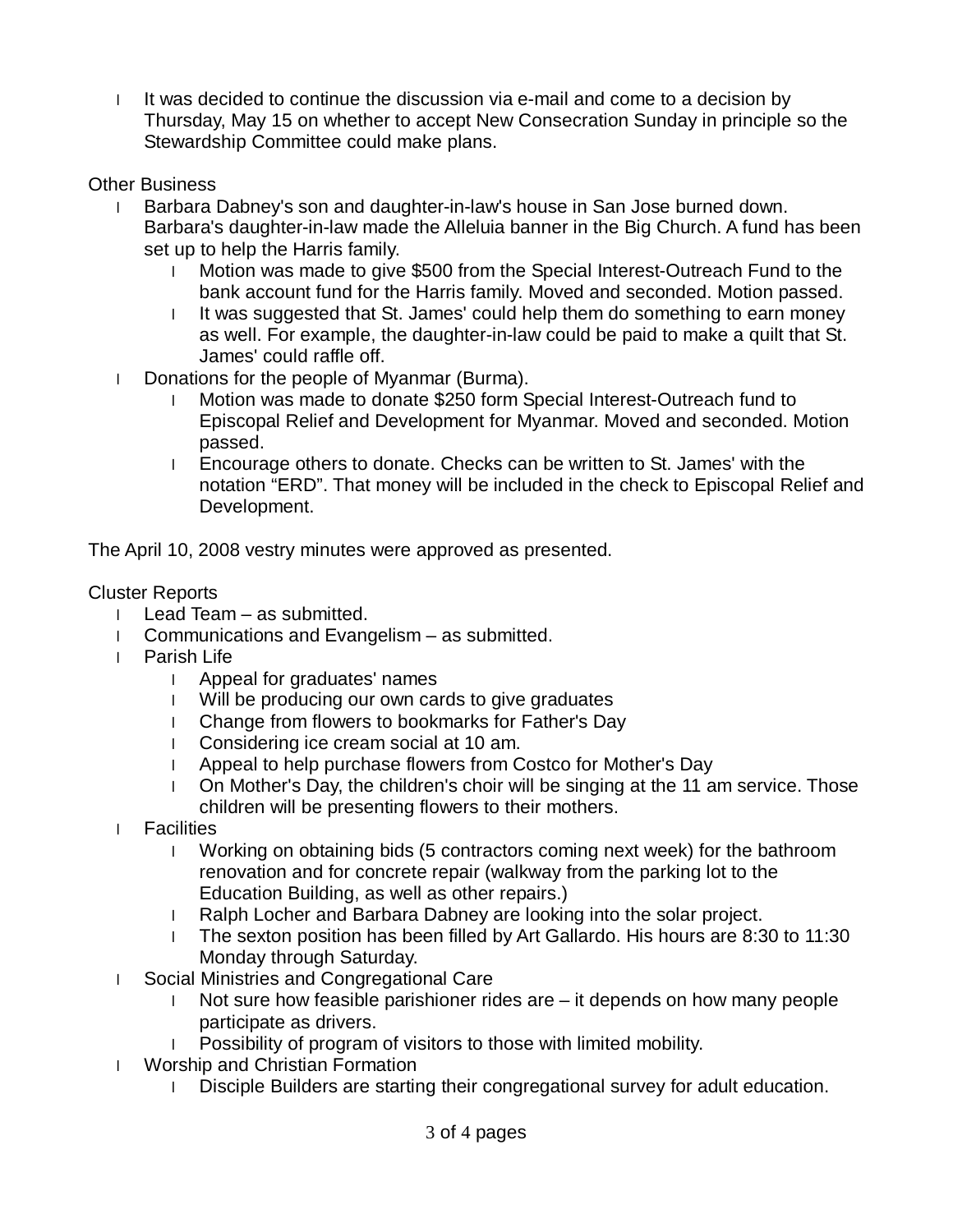- It was decided to continue the discussion via e-mail and come to a decision by Thursday, May 15 on whether to accept New Consecration Sunday in principle so the Stewardship Committee could make plans.

Other Business

- Barbara Dabney's son and daughter-in-law's house in San Jose burned down. Barbara's daughter-in-law made the Alleluia banner in the Big Church. A fund has been set up to help the Harris family.
  - Motion was made to give $500 from the Special Interest-Outreach Fund to the bank account fund for the Harris family. Moved and seconded. Motion passed.
  - It was suggested that St. James' could help them do something to earn money as well. For example, the daughter-in-law could be paid to make a quilt that St. James' could raffle off.
- Donations for the people of Myanmar (Burma).
  - Motion was made to donate $250 form Special Interest-Outreach fund to Episcopal Relief and Development for Myanmar. Moved and seconded. Motion passed.
  - Encourage others to donate. Checks can be written to St. James' with the notation “ERD”. That money will be included in the check to Episcopal Relief and Development.

The April 10, 2008 vestry minutes were approved as presented.

Cluster Reports

- Lead Team – as submitted.
- Communications and Evangelism – as submitted.
- Parish Life
  - Appeal for graduates' names
  - Will be producing our own cards to give graduates
  - Change from flowers to bookmarks for Father's Day
  - Considering ice cream social at 10 am.
  - Appeal to help purchase flowers from Costco for Mother's Day
  - On Mother's Day, the children's choir will be singing at the 11 am service. Those children will be presenting flowers to their mothers.
- Facilities
  - Working on obtaining bids (5 contractors coming next week) for the bathroom renovation and for concrete repair (walkway from the parking lot to the Education Building, as well as other repairs.)
  - Ralph Locher and Barbara Dabney are looking into the solar project.
  - The sexton position has been filled by Art Gallardo. His hours are 8:30 to 11:30 Monday through Saturday.
- Social Ministries and Congregational Care
  - Not sure how feasible parishioner rides are – it depends on how many people participate as drivers.
  - Possibility of program of visitors to those with limited mobility.
- Worship and Christian Formation
  - Disciple Builders are starting their congregational survey for adult education.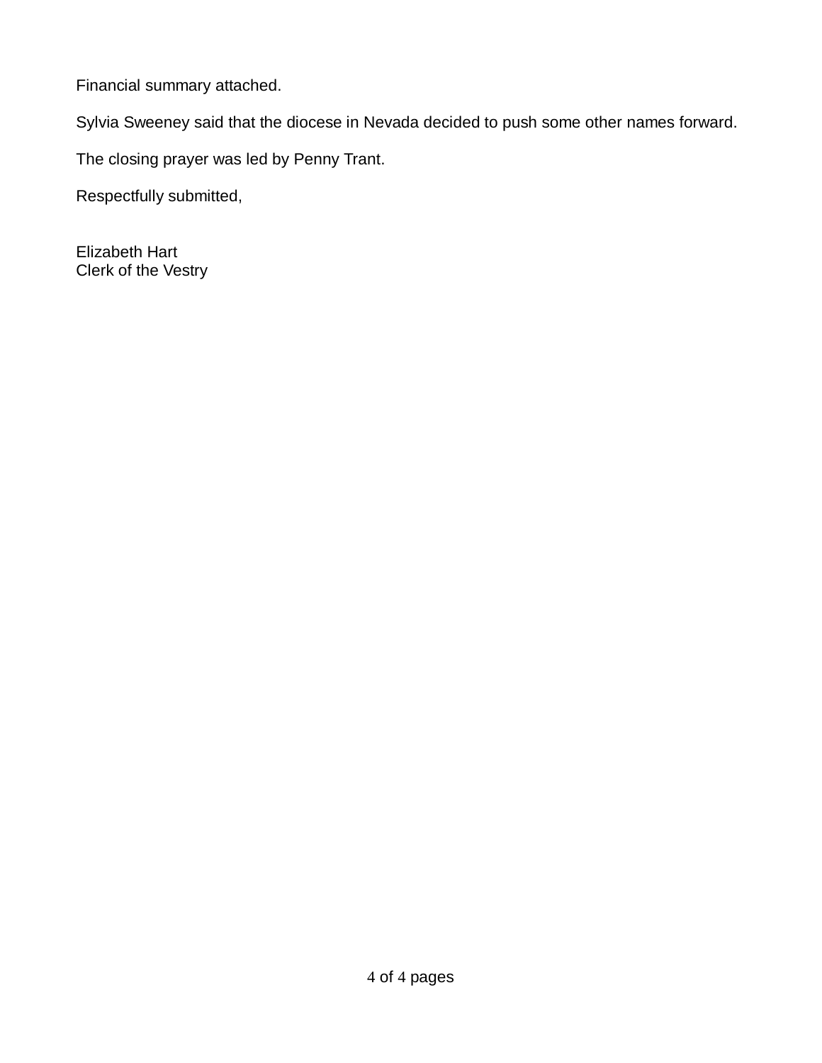Financial summary attached.

Sylvia Sweeney said that the diocese in Nevada decided to push some other names forward.

The closing prayer was led by Penny Trant.

Respectfully submitted,

Elizabeth Hart  
Clerk of the Vestry